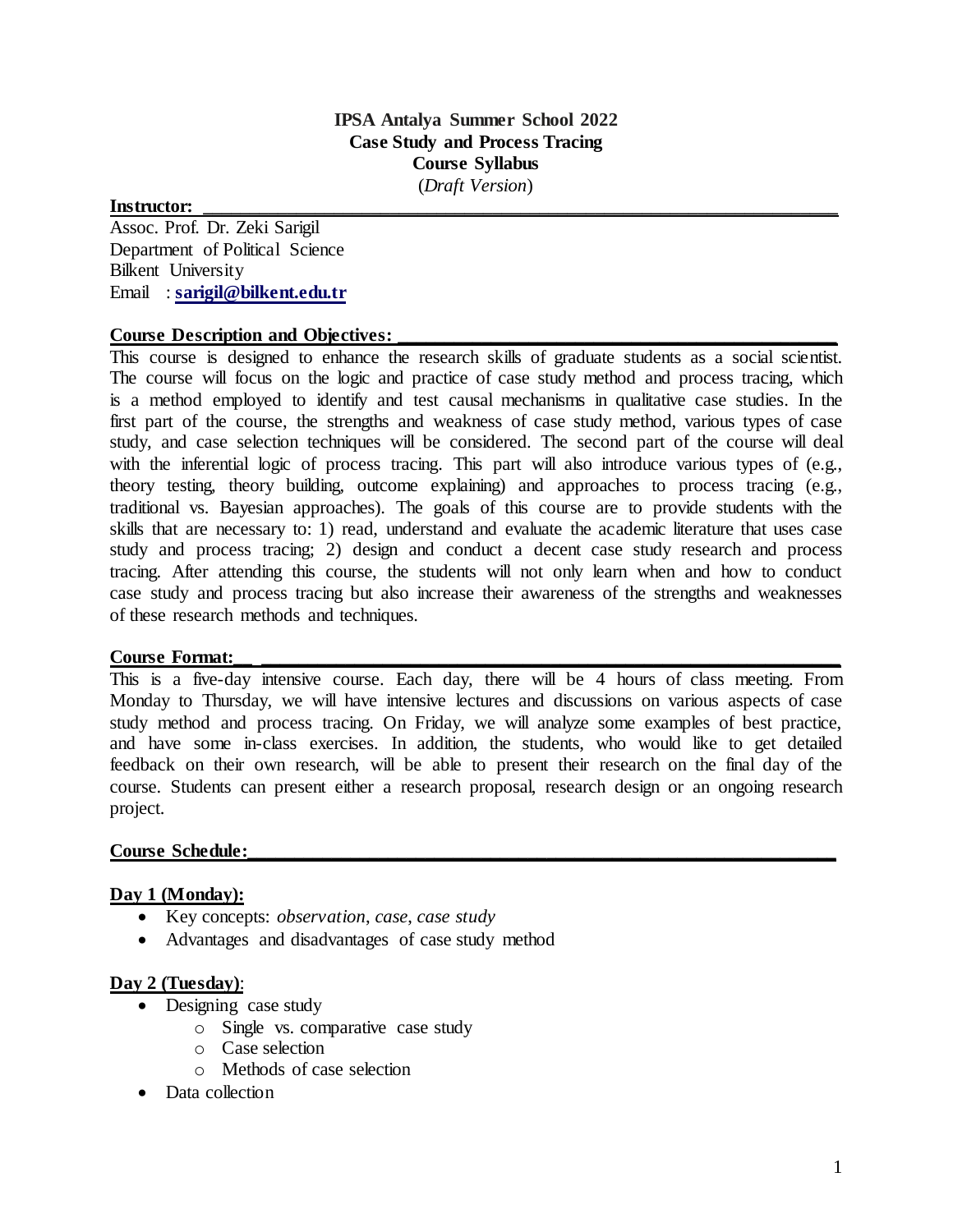**IPSA Antalya Summer School 2022**
**Case Study and Process Tracing**
**Course Syllabus**
(*Draft Version*)

**Instructor:**

Assoc. Prof. Dr. Zeki Sarigil
Department of Political Science
Bilkent University
Email : **sarigil@bilkent.edu.tr**

**Course Description and Objectives:**

This course is designed to enhance the research skills of graduate students as a social scientist. The course will focus on the logic and practice of case study method and process tracing, which is a method employed to identify and test causal mechanisms in qualitative case studies. In the first part of the course, the strengths and weakness of case study method, various types of case study, and case selection techniques will be considered. The second part of the course will deal with the inferential logic of process tracing. This part will also introduce various types of (e.g., theory testing, theory building, outcome explaining) and approaches to process tracing (e.g., traditional vs. Bayesian approaches). The goals of this course are to provide students with the skills that are necessary to: 1) read, understand and evaluate the academic literature that uses case study and process tracing; 2) design and conduct a decent case study research and process tracing. After attending this course, the students will not only learn when and how to conduct case study and process tracing but also increase their awareness of the strengths and weaknesses of these research methods and techniques.

**Course Format:**

This is a five-day intensive course. Each day, there will be 4 hours of class meeting. From Monday to Thursday, we will have intensive lectures and discussions on various aspects of case study method and process tracing. On Friday, we will analyze some examples of best practice, and have some in-class exercises. In addition, the students, who would like to get detailed feedback on their own research, will be able to present their research on the final day of the course. Students can present either a research proposal, research design or an ongoing research project.

**Course Schedule:**

**Day 1 (Monday):**

- Key concepts: *observation*, *case*, *case study*
- Advantages and disadvantages of case study method

**Day 2 (Tuesday)**:

- Designing case study
  - Single vs. comparative case study
  - Case selection
  - Methods of case selection
- Data collection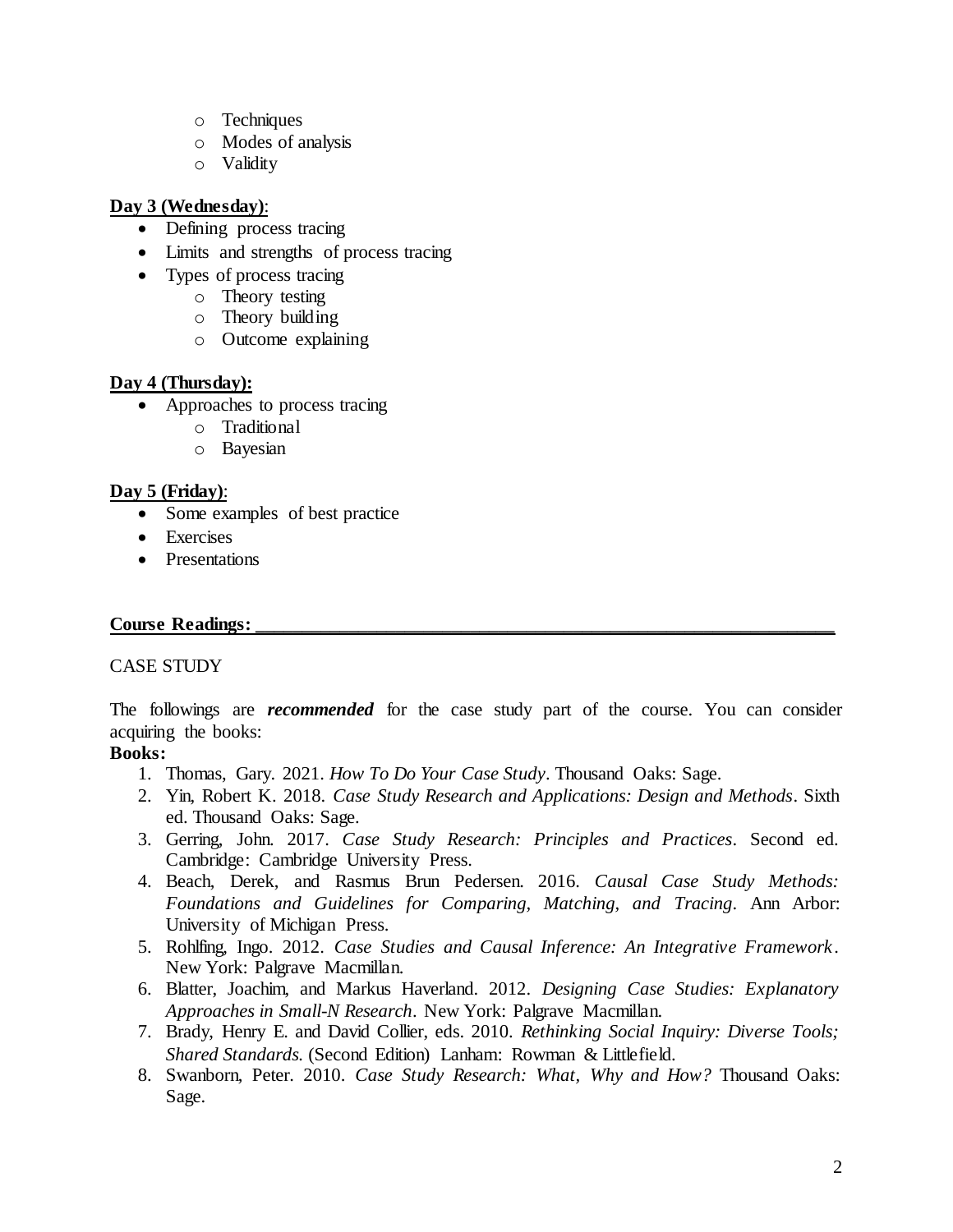- Techniques
- Modes of analysis
- Validity

**Day 3 (Wednesday)**:

- Defining process tracing
- Limits and strengths of process tracing
- Types of process tracing
  - Theory testing
  - Theory building
  - Outcome explaining

**Day 4 (Thursday):**

- Approaches to process tracing
  - Traditional
  - Bayesian

**Day 5 (Friday)**:

- Some examples of best practice
- Exercises
- Presentations

**Course Readings:**

CASE STUDY

The followings are ***recommended*** for the case study part of the course. You can consider acquiring the books:

**Books:**

1. Thomas, Gary. 2021. *How To Do Your Case Study*. Thousand Oaks: Sage.
2. Yin, Robert K. 2018. *Case Study Research and Applications: Design and Methods*. Sixth ed. Thousand Oaks: Sage.
3. Gerring, John. 2017. *Case Study Research: Principles and Practices*. Second ed. Cambridge: Cambridge University Press.
4. Beach, Derek, and Rasmus Brun Pedersen. 2016. *Causal Case Study Methods: Foundations and Guidelines for Comparing, Matching, and Tracing*. Ann Arbor: University of Michigan Press.
5. Rohlfing, Ingo. 2012. *Case Studies and Causal Inference: An Integrative Framework*. New York: Palgrave Macmillan.
6. Blatter, Joachim, and Markus Haverland. 2012. *Designing Case Studies: Explanatory Approaches in Small-N Research*. New York: Palgrave Macmillan.
7. Brady, Henry E. and David Collier, eds. 2010. *Rethinking Social Inquiry: Diverse Tools; Shared Standards.* (Second Edition) Lanham: Rowman & Littlefield.
8. Swanborn, Peter. 2010. *Case Study Research: What, Why and How?* Thousand Oaks: Sage.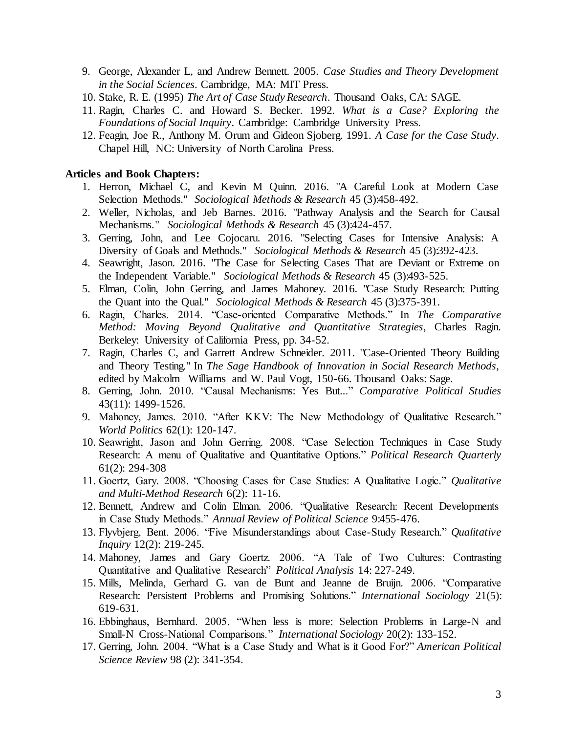9. George, Alexander L, and Andrew Bennett. 2005. *Case Studies and Theory Development in the Social Sciences*. Cambridge, MA: MIT Press.
10. Stake, R. E. (1995) *The Art of Case Study Research*. Thousand Oaks, CA: SAGE.
11. Ragin, Charles C. and Howard S. Becker. 1992. *What is a Case? Exploring the Foundations of Social Inquiry*. Cambridge: Cambridge University Press.
12. Feagin, Joe R., Anthony M. Orum and Gideon Sjoberg. 1991. *A Case for the Case Study*. Chapel Hill, NC: University of North Carolina Press.

**Articles and Book Chapters:**

1. Herron, Michael C, and Kevin M Quinn. 2016. "A Careful Look at Modern Case Selection Methods." *Sociological Methods & Research* 45 (3):458-492.
2. Weller, Nicholas, and Jeb Barnes. 2016. "Pathway Analysis and the Search for Causal Mechanisms." *Sociological Methods & Research* 45 (3):424-457.
3. Gerring, John, and Lee Cojocaru. 2016. "Selecting Cases for Intensive Analysis: A Diversity of Goals and Methods." *Sociological Methods & Research* 45 (3):392-423.
4. Seawright, Jason. 2016. "The Case for Selecting Cases That are Deviant or Extreme on the Independent Variable." *Sociological Methods & Research* 45 (3):493-525.
5. Elman, Colin, John Gerring, and James Mahoney. 2016. "Case Study Research: Putting the Quant into the Qual." *Sociological Methods & Research* 45 (3):375-391.
6. Ragin, Charles. 2014. "Case-oriented Comparative Methods." In *The Comparative Method: Moving Beyond Qualitative and Quantitative Strategies*, Charles Ragin. Berkeley: University of California Press, pp. 34-52.
7. Ragin, Charles C, and Garrett Andrew Schneider. 2011. "Case-Oriented Theory Building and Theory Testing." In *The Sage Handbook of Innovation in Social Research Methods*, edited by Malcolm Williams and W. Paul Vogt, 150-66. Thousand Oaks: Sage.
8. Gerring, John. 2010. "Causal Mechanisms: Yes But..." *Comparative Political Studies* 43(11): 1499-1526.
9. Mahoney, James. 2010. "After KKV: The New Methodology of Qualitative Research." *World Politics* 62(1): 120-147.
10. Seawright, Jason and John Gerring. 2008. "Case Selection Techniques in Case Study Research: A menu of Qualitative and Quantitative Options." *Political Research Quarterly* 61(2): 294-308
11. Goertz, Gary. 2008. "Choosing Cases for Case Studies: A Qualitative Logic." *Qualitative and Multi-Method Research* 6(2): 11-16.
12. Bennett, Andrew and Colin Elman. 2006. "Qualitative Research: Recent Developments in Case Study Methods." *Annual Review of Political Science* 9:455-476.
13. Flyvbjerg, Bent. 2006. "Five Misunderstandings about Case-Study Research." *Qualitative Inquiry* 12(2): 219-245.
14. Mahoney, James and Gary Goertz. 2006. "A Tale of Two Cultures: Contrasting Quantitative and Qualitative Research" *Political Analysis* 14: 227-249.
15. Mills, Melinda, Gerhard G. van de Bunt and Jeanne de Bruijn. 2006. "Comparative Research: Persistent Problems and Promising Solutions." *International Sociology* 21(5): 619-631.
16. Ebbinghaus, Bernhard. 2005. "When less is more: Selection Problems in Large-N and Small-N Cross-National Comparisons." *International Sociology* 20(2): 133-152.
17. Gerring, John. 2004. "What is a Case Study and What is it Good For?" *American Political Science Review* 98 (2): 341-354.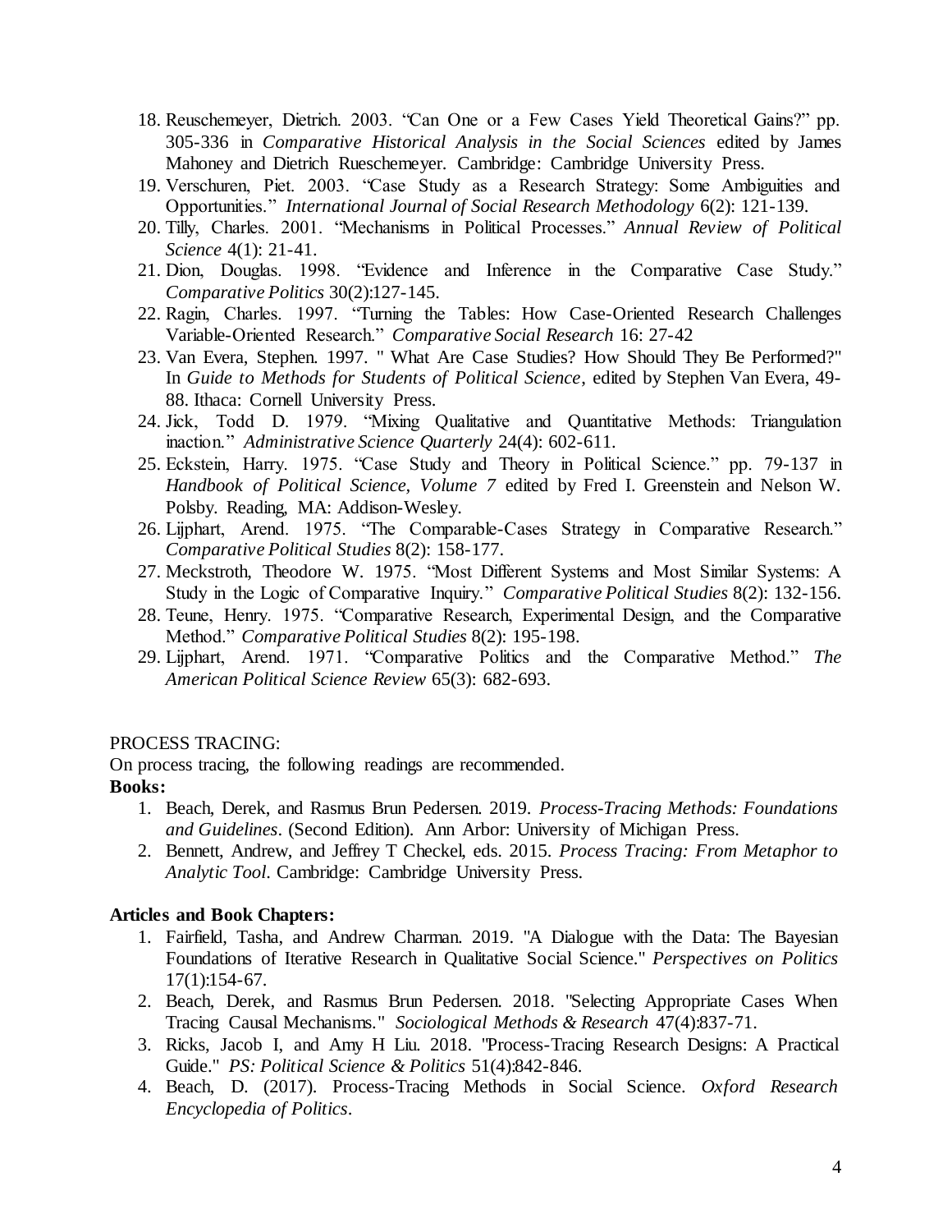18. Reuschemeyer, Dietrich. 2003. "Can One or a Few Cases Yield Theoretical Gains?" pp. 305-336 in *Comparative Historical Analysis in the Social Sciences* edited by James Mahoney and Dietrich Rueschemeyer. Cambridge: Cambridge University Press.
19. Verschuren, Piet. 2003. "Case Study as a Research Strategy: Some Ambiguities and Opportunities." *International Journal of Social Research Methodology* 6(2): 121-139.
20. Tilly, Charles. 2001. "Mechanisms in Political Processes." *Annual Review of Political Science* 4(1): 21-41.
21. Dion, Douglas. 1998. "Evidence and Inference in the Comparative Case Study." *Comparative Politics* 30(2):127-145.
22. Ragin, Charles. 1997. "Turning the Tables: How Case-Oriented Research Challenges Variable-Oriented Research." *Comparative Social Research* 16: 27-42
23. Van Evera, Stephen. 1997. " What Are Case Studies? How Should They Be Performed?" In *Guide to Methods for Students of Political Science*, edited by Stephen Van Evera, 49-88. Ithaca: Cornell University Press.
24. Jick, Todd D. 1979. "Mixing Qualitative and Quantitative Methods: Triangulation inaction." *Administrative Science Quarterly* 24(4): 602-611.
25. Eckstein, Harry. 1975. "Case Study and Theory in Political Science." pp. 79-137 in *Handbook of Political Science, Volume 7* edited by Fred I. Greenstein and Nelson W. Polsby. Reading, MA: Addison-Wesley.
26. Lijphart, Arend. 1975. "The Comparable-Cases Strategy in Comparative Research." *Comparative Political Studies* 8(2): 158-177.
27. Meckstroth, Theodore W. 1975. "Most Different Systems and Most Similar Systems: A Study in the Logic of Comparative Inquiry." *Comparative Political Studies* 8(2): 132-156.
28. Teune, Henry. 1975. "Comparative Research, Experimental Design, and the Comparative Method." *Comparative Political Studies* 8(2): 195-198.
29. Lijphart, Arend. 1971. "Comparative Politics and the Comparative Method." *The American Political Science Review* 65(3): 682-693.

PROCESS TRACING:

On process tracing, the following readings are recommended.

**Books:**

1. Beach, Derek, and Rasmus Brun Pedersen. 2019. *Process-Tracing Methods: Foundations and Guidelines*. (Second Edition). Ann Arbor: University of Michigan Press.
2. Bennett, Andrew, and Jeffrey T Checkel, eds. 2015. *Process Tracing: From Metaphor to Analytic Tool*. Cambridge: Cambridge University Press.

**Articles and Book Chapters:**

1. Fairfield, Tasha, and Andrew Charman. 2019. "A Dialogue with the Data: The Bayesian Foundations of Iterative Research in Qualitative Social Science." *Perspectives on Politics* 17(1):154-67.
2. Beach, Derek, and Rasmus Brun Pedersen. 2018. "Selecting Appropriate Cases When Tracing Causal Mechanisms." *Sociological Methods & Research* 47(4):837-71.
3. Ricks, Jacob I, and Amy H Liu. 2018. "Process-Tracing Research Designs: A Practical Guide." *PS: Political Science & Politics* 51(4):842-846.
4. Beach, D. (2017). Process-Tracing Methods in Social Science. *Oxford Research Encyclopedia of Politics*.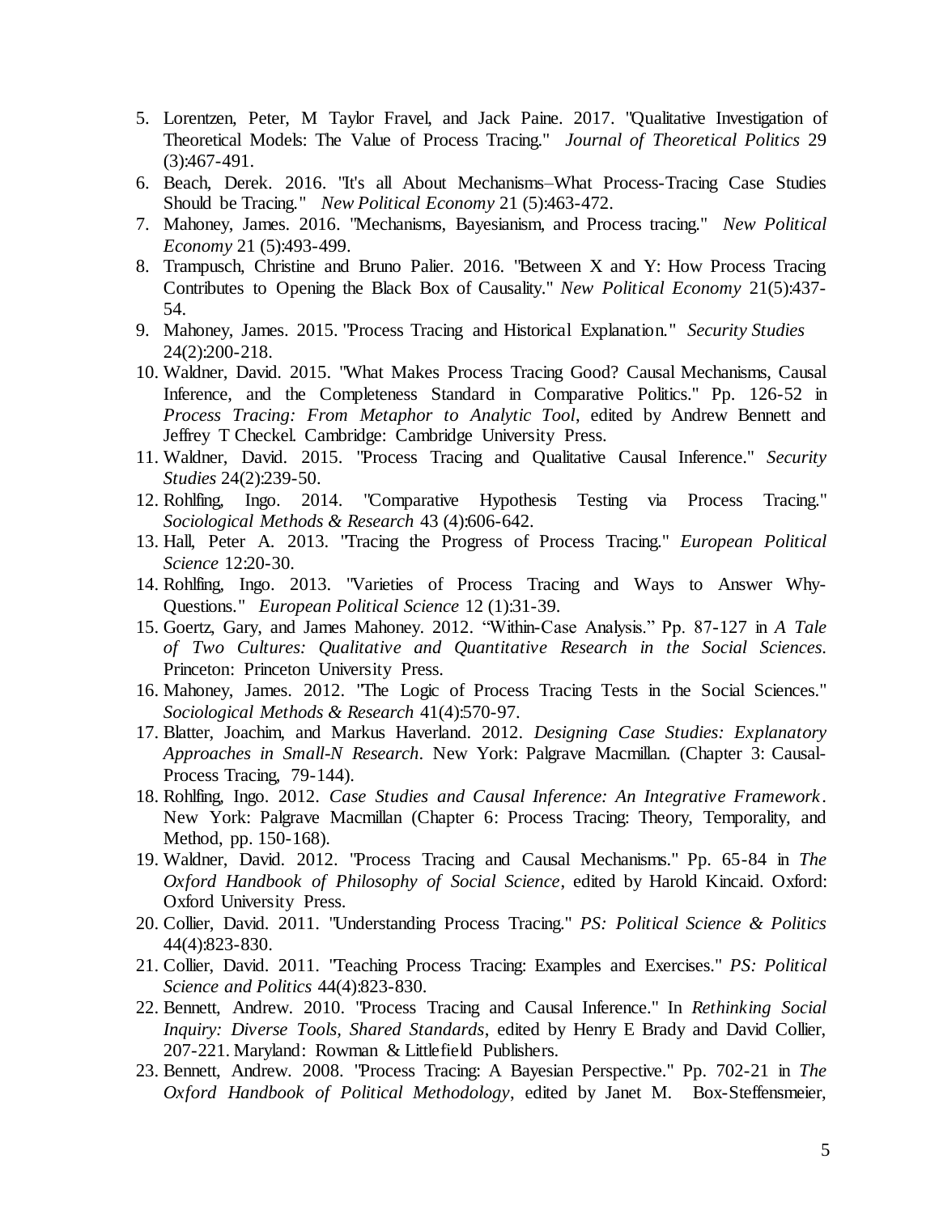5. Lorentzen, Peter, M Taylor Fravel, and Jack Paine. 2017. "Qualitative Investigation of Theoretical Models: The Value of Process Tracing." *Journal of Theoretical Politics* 29 (3):467-491.
6. Beach, Derek. 2016. "It's all About Mechanisms–What Process-Tracing Case Studies Should be Tracing." *New Political Economy* 21 (5):463-472.
7. Mahoney, James. 2016. "Mechanisms, Bayesianism, and Process tracing." *New Political Economy* 21 (5):493-499.
8. Trampusch, Christine and Bruno Palier. 2016. "Between X and Y: How Process Tracing Contributes to Opening the Black Box of Causality." *New Political Economy* 21(5):437-54.
9. Mahoney, James. 2015. "Process Tracing and Historical Explanation." *Security Studies* 24(2):200-218.
10. Waldner, David. 2015. "What Makes Process Tracing Good? Causal Mechanisms, Causal Inference, and the Completeness Standard in Comparative Politics." Pp. 126-52 in *Process Tracing: From Metaphor to Analytic Tool*, edited by Andrew Bennett and Jeffrey T Checkel. Cambridge: Cambridge University Press.
11. Waldner, David. 2015. "Process Tracing and Qualitative Causal Inference." *Security Studies* 24(2):239-50.
12. Rohlfing, Ingo. 2014. "Comparative Hypothesis Testing via Process Tracing." *Sociological Methods & Research* 43 (4):606-642.
13. Hall, Peter A. 2013. "Tracing the Progress of Process Tracing." *European Political Science* 12:20-30.
14. Rohlfing, Ingo. 2013. "Varieties of Process Tracing and Ways to Answer Why-Questions." *European Political Science* 12 (1):31-39.
15. Goertz, Gary, and James Mahoney. 2012. "Within-Case Analysis." Pp. 87-127 in *A Tale of Two Cultures: Qualitative and Quantitative Research in the Social Sciences*. Princeton: Princeton University Press.
16. Mahoney, James. 2012. "The Logic of Process Tracing Tests in the Social Sciences." *Sociological Methods & Research* 41(4):570-97.
17. Blatter, Joachim, and Markus Haverland. 2012. *Designing Case Studies: Explanatory Approaches in Small-N Research*. New York: Palgrave Macmillan. (Chapter 3: Causal-Process Tracing, 79-144).
18. Rohlfing, Ingo. 2012. *Case Studies and Causal Inference: An Integrative Framework*. New York: Palgrave Macmillan (Chapter 6: Process Tracing: Theory, Temporality, and Method, pp. 150-168).
19. Waldner, David. 2012. "Process Tracing and Causal Mechanisms." Pp. 65-84 in *The Oxford Handbook of Philosophy of Social Science*, edited by Harold Kincaid. Oxford: Oxford University Press.
20. Collier, David. 2011. "Understanding Process Tracing." *PS: Political Science & Politics* 44(4):823-830.
21. Collier, David. 2011. "Teaching Process Tracing: Examples and Exercises." *PS: Political Science and Politics* 44(4):823-830.
22. Bennett, Andrew. 2010. "Process Tracing and Causal Inference." In *Rethinking Social Inquiry: Diverse Tools, Shared Standards*, edited by Henry E Brady and David Collier, 207-221. Maryland: Rowman & Littlefield Publishers.
23. Bennett, Andrew. 2008. "Process Tracing: A Bayesian Perspective." Pp. 702-21 in *The Oxford Handbook of Political Methodology*, edited by Janet M. Box-Steffensmeier,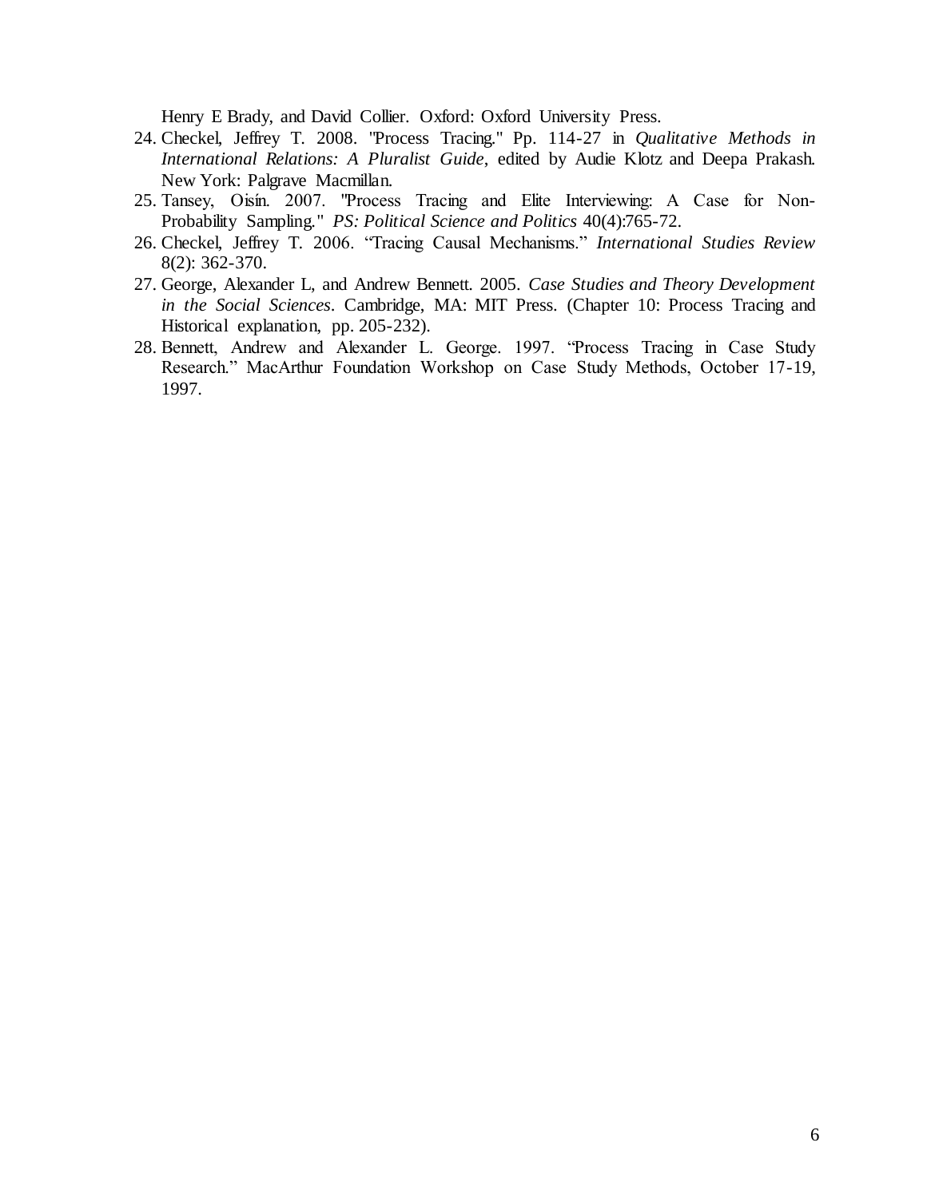Henry E Brady, and David Collier. Oxford: Oxford University Press.

24. Checkel, Jeffrey T. 2008. "Process Tracing." Pp. 114-27 in *Qualitative Methods in International Relations: A Pluralist Guide*, edited by Audie Klotz and Deepa Prakash. New York: Palgrave Macmillan.
25. Tansey, Oisín. 2007. "Process Tracing and Elite Interviewing: A Case for Non-Probability Sampling." *PS: Political Science and Politics* 40(4):765-72.
26. Checkel, Jeffrey T. 2006. "Tracing Causal Mechanisms." *International Studies Review* 8(2): 362-370.
27. George, Alexander L, and Andrew Bennett. 2005. *Case Studies and Theory Development in the Social Sciences*. Cambridge, MA: MIT Press. (Chapter 10: Process Tracing and Historical explanation, pp. 205-232).
28. Bennett, Andrew and Alexander L. George. 1997. "Process Tracing in Case Study Research." MacArthur Foundation Workshop on Case Study Methods, October 17-19, 1997.